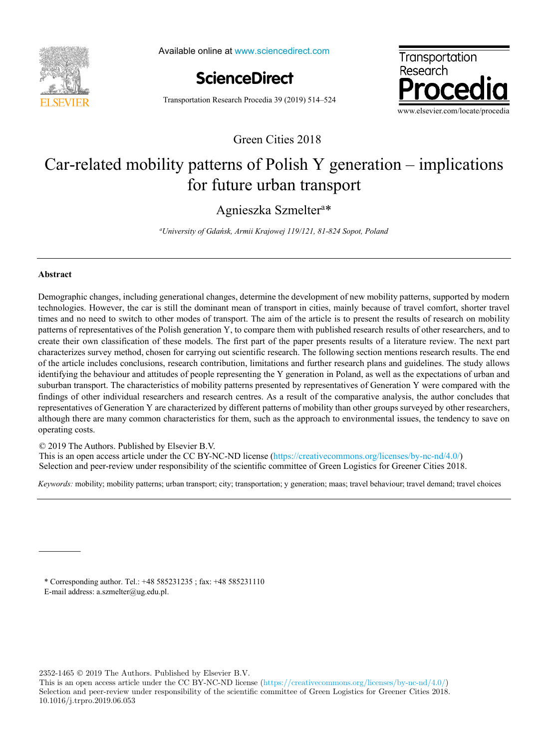Green Cities 2018

# Car-related mobility patterns of Polish Y generation – implications for future urban transport

Agnieszka Szmelter[a]*

[a]*University of Gdańsk, Armii Krajowej 119/121, 81-824 Sopot, Poland*

## Abstract

Demographic changes, including generational changes, determine the development of new mobility patterns, supported by modern technologies. However, the car is still the dominant mean of transport in cities, mainly because of travel comfort, shorter travel times and no need to switch to other modes of transport. The aim of the article is to present the results of research on mobility patterns of representatives of the Polish generation Y, to compare them with published research results of other researchers, and to create their own classification of these models. The first part of the paper presents results of a literature review. The next part characterizes survey method, chosen for carrying out scientific research. The following section mentions research results. The end of the article includes conclusions, research contribution, limitations and further research plans and guidelines. The study allows identifying the behaviour and attitudes of people representing the Y generation in Poland, as well as the expectations of urban and suburban transport. The characteristics of mobility patterns presented by representatives of Generation Y were compared with the findings of other individual researchers and research centres. As a result of the comparative analysis, the author concludes that representatives of Generation Y are characterized by different patterns of mobility than other groups surveyed by other researchers, although there are many common characteristics for them, such as the approach to environmental issues, the tendency to save on operating costs.

© 2019 The Authors. Published by Elsevier B.V.
This is an open access article under the CC BY-NC-ND license (https://creativecommons.org/licenses/by-nc-nd/4.0/)
Selection and peer-review under responsibility of the scientific committee of Green Logistics for Greener Cities 2018.

*Keywords:* mobility; mobility patterns; urban transport; city; transportation; y generation; maas; travel behaviour; travel demand; travel choices

---

* Corresponding author. Tel.: +48 585231235 ; fax: +48 585231110
E-mail address: a.szmelter@ug.edu.pl.

2352-1465 © 2019 The Authors. Published by Elsevier B.V.
This is an open access article under the CC BY-NC-ND license (https://creativecommons.org/licenses/by-nc-nd/4.0/)
Selection and peer-review under responsibility of the scientific committee of Green Logistics for Greener Cities 2018.
10.1016/j.trpro.2019.06.053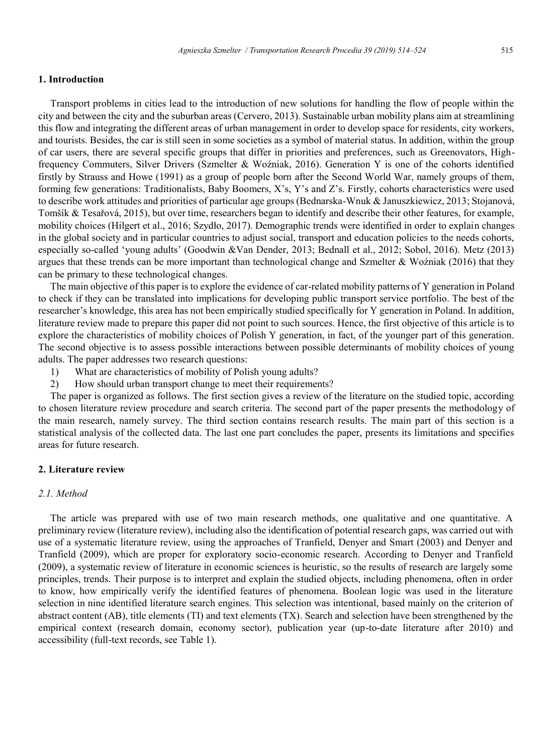## 1. Introduction

Transport problems in cities lead to the introduction of new solutions for handling the flow of people within the city and between the city and the suburban areas (Cervero, 2013). Sustainable urban mobility plans aim at streamlining this flow and integrating the different areas of urban management in order to develop space for residents, city workers, and tourists. Besides, the car is still seen in some societies as a symbol of material status. In addition, within the group of car users, there are several specific groups that differ in priorities and preferences, such as Greenovators, High-frequency Commuters, Silver Drivers (Szmelter & Woźniak, 2016). Generation Y is one of the cohorts identified firstly by Strauss and Howe (1991) as a group of people born after the Second World War, namely groups of them, forming few generations: Traditionalists, Baby Boomers, X's, Y's and Z's. Firstly, cohorts characteristics were used to describe work attitudes and priorities of particular age groups (Bednarska-Wnuk & Januszkiewicz, 2013; Stojanová, Tomšík & Tesařová, 2015), but over time, researchers began to identify and describe their other features, for example, mobility choices (Hilgert et al., 2016; Szydło, 2017). Demographic trends were identified in order to explain changes in the global society and in particular countries to adjust social, transport and education policies to the needs cohorts, especially so-called 'young adults' (Goodwin &Van Dender, 2013; Bednall et al., 2012; Sobol, 2016). Metz (2013) argues that these trends can be more important than technological change and Szmelter & Woźniak (2016) that they can be primary to these technological changes.

The main objective of this paper is to explore the evidence of car-related mobility patterns of Y generation in Poland to check if they can be translated into implications for developing public transport service portfolio. The best of the researcher's knowledge, this area has not been empirically studied specifically for Y generation in Poland. In addition, literature review made to prepare this paper did not point to such sources. Hence, the first objective of this article is to explore the characteristics of mobility choices of Polish Y generation, in fact, of the younger part of this generation. The second objective is to assess possible interactions between possible determinants of mobility choices of young adults. The paper addresses two research questions:

1) What are characteristics of mobility of Polish young adults?
2) How should urban transport change to meet their requirements?

The paper is organized as follows. The first section gives a review of the literature on the studied topic, according to chosen literature review procedure and search criteria. The second part of the paper presents the methodology of the main research, namely survey. The third section contains research results. The main part of this section is a statistical analysis of the collected data. The last one part concludes the paper, presents its limitations and specifies areas for future research.

## 2. Literature review

### *2.1. Method*

The article was prepared with use of two main research methods, one qualitative and one quantitative. A preliminary review (literature review), including also the identification of potential research gaps, was carried out with use of a systematic literature review, using the approaches of Tranfield, Denyer and Smart (2003) and Denyer and Tranfield (2009), which are proper for exploratory socio-economic research. According to Denyer and Tranfield (2009), a systematic review of literature in economic sciences is heuristic, so the results of research are largely some principles, trends. Their purpose is to interpret and explain the studied objects, including phenomena, often in order to know, how empirically verify the identified features of phenomena. Boolean logic was used in the literature selection in nine identified literature search engines. This selection was intentional, based mainly on the criterion of abstract content (AB), title elements (TI) and text elements (TX). Search and selection have been strengthened by the empirical context (research domain, economy sector), publication year (up-to-date literature after 2010) and accessibility (full-text records, see Table 1).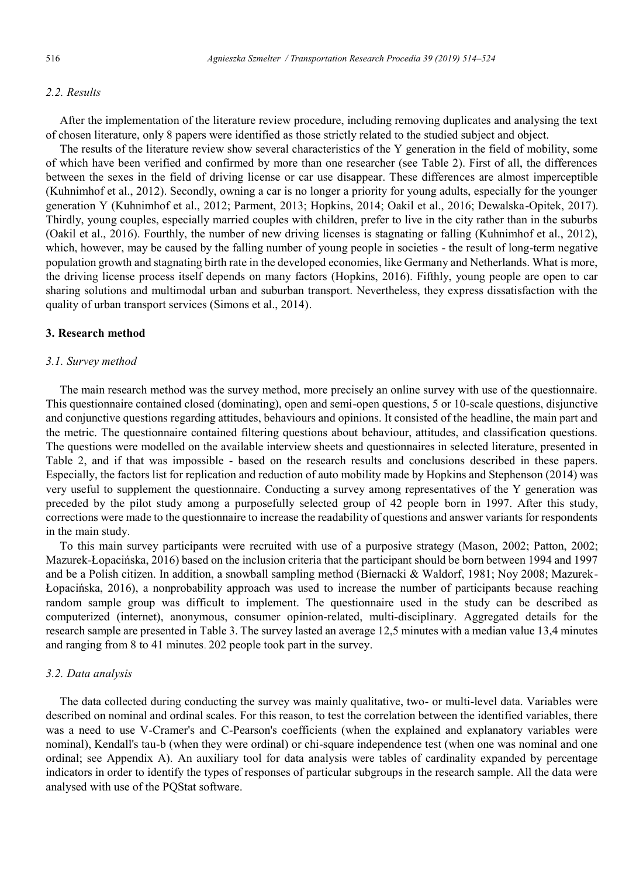### 2.2. Results

After the implementation of the literature review procedure, including removing duplicates and analysing the text of chosen literature, only 8 papers were identified as those strictly related to the studied subject and object.

The results of the literature review show several characteristics of the Y generation in the field of mobility, some of which have been verified and confirmed by more than one researcher (see Table 2). First of all, the differences between the sexes in the field of driving license or car use disappear. These differences are almost imperceptible (Kuhnimhof et al., 2012). Secondly, owning a car is no longer a priority for young adults, especially for the younger generation Y (Kuhnimhof et al., 2012; Parment, 2013; Hopkins, 2014; Oakil et al., 2016; Dewalska-Opitek, 2017). Thirdly, young couples, especially married couples with children, prefer to live in the city rather than in the suburbs (Oakil et al., 2016). Fourthly, the number of new driving licenses is stagnating or falling (Kuhnimhof et al., 2012), which, however, may be caused by the falling number of young people in societies - the result of long-term negative population growth and stagnating birth rate in the developed economies, like Germany and Netherlands. What is more, the driving license process itself depends on many factors (Hopkins, 2016). Fifthly, young people are open to car sharing solutions and multimodal urban and suburban transport. Nevertheless, they express dissatisfaction with the quality of urban transport services (Simons et al., 2014).

## 3. Research method

### 3.1. Survey method

The main research method was the survey method, more precisely an online survey with use of the questionnaire. This questionnaire contained closed (dominating), open and semi-open questions, 5 or 10-scale questions, disjunctive and conjunctive questions regarding attitudes, behaviours and opinions. It consisted of the headline, the main part and the metric. The questionnaire contained filtering questions about behaviour, attitudes, and classification questions. The questions were modelled on the available interview sheets and questionnaires in selected literature, presented in Table 2, and if that was impossible - based on the research results and conclusions described in these papers. Especially, the factors list for replication and reduction of auto mobility made by Hopkins and Stephenson (2014) was very useful to supplement the questionnaire. Conducting a survey among representatives of the Y generation was preceded by the pilot study among a purposefully selected group of 42 people born in 1997. After this study, corrections were made to the questionnaire to increase the readability of questions and answer variants for respondents in the main study.

To this main survey participants were recruited with use of a purposive strategy (Mason, 2002; Patton, 2002; Mazurek-Łopacińska, 2016) based on the inclusion criteria that the participant should be born between 1994 and 1997 and be a Polish citizen. In addition, a snowball sampling method (Biernacki & Waldorf, 1981; Noy 2008; Mazurek-Łopacińska, 2016), a nonprobability approach was used to increase the number of participants because reaching random sample group was difficult to implement. The questionnaire used in the study can be described as computerized (internet), anonymous, consumer opinion-related, multi-disciplinary. Aggregated details for the research sample are presented in Table 3. The survey lasted an average 12,5 minutes with a median value 13,4 minutes and ranging from 8 to 41 minutes. 202 people took part in the survey.

### 3.2. Data analysis

The data collected during conducting the survey was mainly qualitative, two- or multi-level data. Variables were described on nominal and ordinal scales. For this reason, to test the correlation between the identified variables, there was a need to use V-Cramer's and C-Pearson's coefficients (when the explained and explanatory variables were nominal), Kendall's tau-b (when they were ordinal) or chi-square independence test (when one was nominal and one ordinal; see Appendix A). An auxiliary tool for data analysis were tables of cardinality expanded by percentage indicators in order to identify the types of responses of particular subgroups in the research sample. All the data were analysed with use of the PQStat software.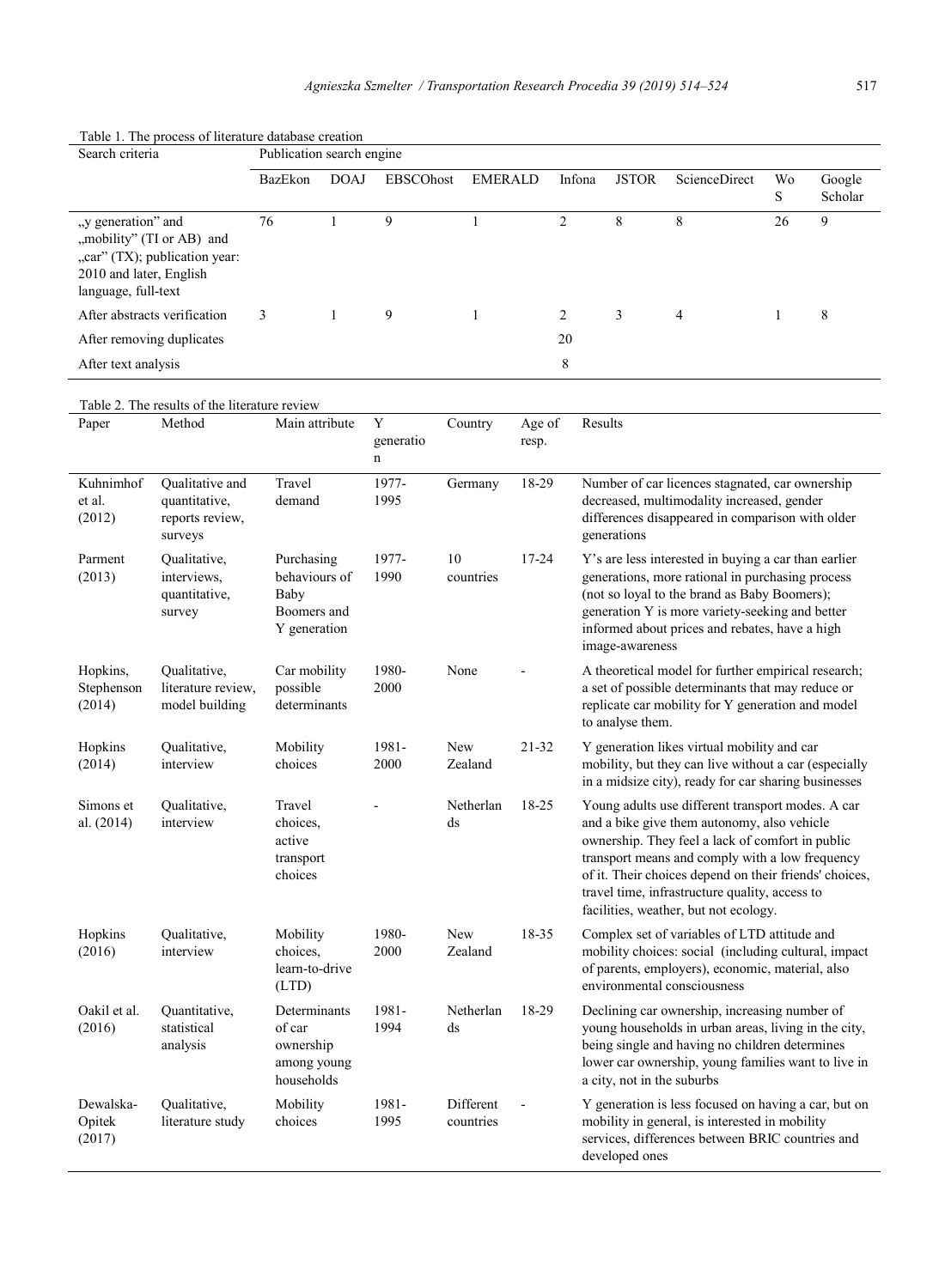Table 1. The process of literature database creation

| Search criteria | Publication search engine | | | | | | | | |
|---|---|---|---|---|---|---|---|---|---|
| | BazEkon | DOAJ | EBSCOhost | EMERALD | Infona | JSTOR | ScienceDirect | WoS | Google Scholar |
| „y generation" and „mobility" (TI or AB) and „car" (TX); publication year: 2010 and later, English language, full-text | 76 | 1 | 9 | 1 | 2 | 8 | 8 | 26 | 9 |
| After abstracts verification | 3 | 1 | 9 | 1 | 2 | 3 | 4 | 1 | 8 |
| After removing duplicates | | | | | 20 | | | | |
| After text analysis | | | | | 8 | | | | |

Table 2. The results of the literature review

| Paper | Method | Main attribute | Y generation | Country | Age of resp. | Results |
|---|---|---|---|---|---|---|
| Kuhnimhof et al. (2012) | Qualitative and quantitative, reports review, surveys | Travel demand | 1977-1995 | Germany | 18-29 | Number of car licences stagnated, car ownership decreased, multimodality increased, gender differences disappeared in comparison with older generations |
| Parment (2013) | Qualitative, interviews, quantitative, survey | Purchasing behaviours of Baby Boomers and Y generation | 1977-1990 | 10 countries | 17-24 | Y's are less interested in buying a car than earlier generations, more rational in purchasing process (not so loyal to the brand as Baby Boomers); generation Y is more variety-seeking and better informed about prices and rebates, have a high image-awareness |
| Hopkins, Stephenson (2014) | Qualitative, literature review, model building | Car mobility possible determinants | 1980-2000 | None | - | A theoretical model for further empirical research; a set of possible determinants that may reduce or replicate car mobility for Y generation and model to analyse them. |
| Hopkins (2014) | Qualitative, interview | Mobility choices | 1981-2000 | New Zealand | 21-32 | Y generation likes virtual mobility and car mobility, but they can live without a car (especially in a midsize city), ready for car sharing businesses |
| Simons et al. (2014) | Qualitative, interview | Travel choices, active transport choices | - | Netherlands | 18-25 | Young adults use different transport modes. A car and a bike give them autonomy, also vehicle ownership. They feel a lack of comfort in public transport means and comply with a low frequency of it. Their choices depend on their friends' choices, travel time, infrastructure quality, access to facilities, weather, but not ecology. |
| Hopkins (2016) | Qualitative, interview | Mobility choices, learn-to-drive (LTD) | 1980-2000 | New Zealand | 18-35 | Complex set of variables of LTD attitude and mobility choices: social (including cultural, impact of parents, employers), economic, material, also environmental consciousness |
| Oakil et al. (2016) | Quantitative, statistical analysis | Determinants of car ownership among young households | 1981-1994 | Netherlands | 18-29 | Declining car ownership, increasing number of young households in urban areas, living in the city, being single and having no children determines lower car ownership, young families want to live in a city, not in the suburbs |
| Dewalska-Opitek (2017) | Qualitative, literature study | Mobility choices | 1981-1995 | Different countries | - | Y generation is less focused on having a car, but on mobility in general, is interested in mobility services, differences between BRIC countries and developed ones |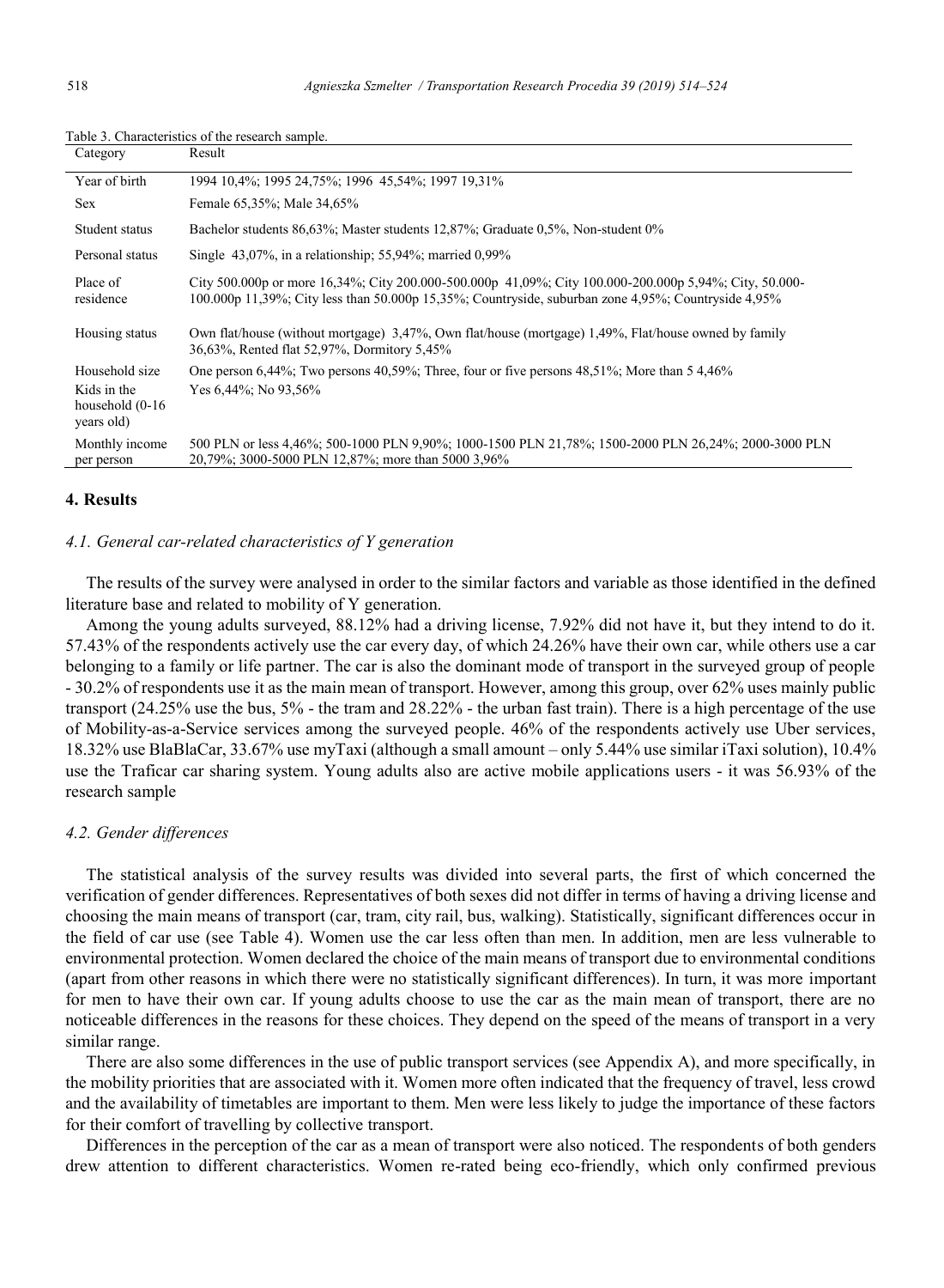Table 3. Characteristics of the research sample.

| Category | Result |
|---|---|
| Year of birth | 1994 10,4%; 1995 24,75%; 1996 45,54%; 1997 19,31% |
| Sex | Female 65,35%; Male 34,65% |
| Student status | Bachelor students 86,63%; Master students 12,87%; Graduate 0,5%, Non-student 0% |
| Personal status | Single 43,07%, in a relationship; 55,94%; married 0,99% |
| Place of residence | City 500.000p or more 16,34%; City 200.000-500.000p 41,09%; City 100.000-200.000p 5,94%; City, 50.000-100.000p 11,39%; City less than 50.000p 15,35%; Countryside, suburban zone 4,95%; Countryside 4,95% |
| Housing status | Own flat/house (without mortgage) 3,47%, Own flat/house (mortgage) 1,49%, Flat/house owned by family 36,63%, Rented flat 52,97%, Dormitory 5,45% |
| Household size | One person 6,44%; Two persons 40,59%; Three, four or five persons 48,51%; More than 5 4,46% |
| Kids in the household (0-16 years old) | Yes 6,44%; No 93,56% |
| Monthly income per person | 500 PLN or less 4,46%; 500-1000 PLN 9,90%; 1000-1500 PLN 21,78%; 1500-2000 PLN 26,24%; 2000-3000 PLN 20,79%; 3000-5000 PLN 12,87%; more than 5000 3,96% |

## 4. Results

### *4.1. General car-related characteristics of Y generation*

The results of the survey were analysed in order to the similar factors and variable as those identified in the defined literature base and related to mobility of Y generation.

Among the young adults surveyed, 88.12% had a driving license, 7.92% did not have it, but they intend to do it. 57.43% of the respondents actively use the car every day, of which 24.26% have their own car, while others use a car belonging to a family or life partner. The car is also the dominant mode of transport in the surveyed group of people - 30.2% of respondents use it as the main mean of transport. However, among this group, over 62% uses mainly public transport (24.25% use the bus, 5% - the tram and 28.22% - the urban fast train). There is a high percentage of the use of Mobility-as-a-Service services among the surveyed people. 46% of the respondents actively use Uber services, 18.32% use BlaBlaCar, 33.67% use myTaxi (although a small amount – only 5.44% use similar iTaxi solution), 10.4% use the Traficar car sharing system. Young adults also are active mobile applications users - it was 56.93% of the research sample

### *4.2. Gender differences*

The statistical analysis of the survey results was divided into several parts, the first of which concerned the verification of gender differences. Representatives of both sexes did not differ in terms of having a driving license and choosing the main means of transport (car, tram, city rail, bus, walking). Statistically, significant differences occur in the field of car use (see Table 4). Women use the car less often than men. In addition, men are less vulnerable to environmental protection. Women declared the choice of the main means of transport due to environmental conditions (apart from other reasons in which there were no statistically significant differences). In turn, it was more important for men to have their own car. If young adults choose to use the car as the main mean of transport, there are no noticeable differences in the reasons for these choices. They depend on the speed of the means of transport in a very similar range.

There are also some differences in the use of public transport services (see Appendix A), and more specifically, in the mobility priorities that are associated with it. Women more often indicated that the frequency of travel, less crowd and the availability of timetables are important to them. Men were less likely to judge the importance of these factors for their comfort of travelling by collective transport.

Differences in the perception of the car as a mean of transport were also noticed. The respondents of both genders drew attention to different characteristics. Women re-rated being eco-friendly, which only confirmed previous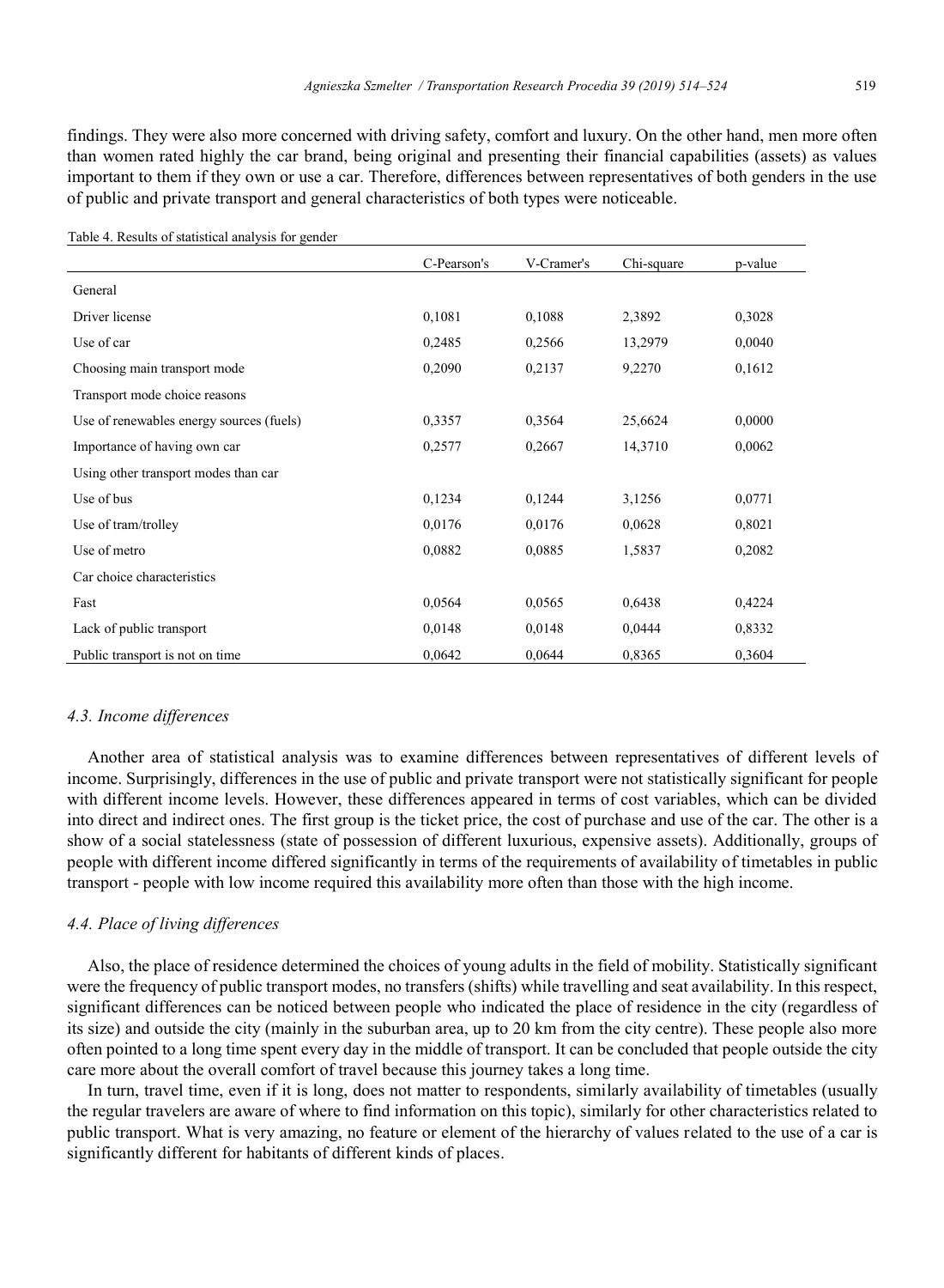findings. They were also more concerned with driving safety, comfort and luxury. On the other hand, men more often than women rated highly the car brand, being original and presenting their financial capabilities (assets) as values important to them if they own or use a car. Therefore, differences between representatives of both genders in the use of public and private transport and general characteristics of both types were noticeable.

Table 4. Results of statistical analysis for gender

| | C-Pearson's | V-Cramer's | Chi-square | p-value |
|---|---|---|---|---|
| General | | | | |
| Driver license | 0,1081 | 0,1088 | 2,3892 | 0,3028 |
| Use of car | 0,2485 | 0,2566 | 13,2979 | 0,0040 |
| Choosing main transport mode | 0,2090 | 0,2137 | 9,2270 | 0,1612 |
| Transport mode choice reasons | | | | |
| Use of renewables energy sources (fuels) | 0,3357 | 0,3564 | 25,6624 | 0,0000 |
| Importance of having own car | 0,2577 | 0,2667 | 14,3710 | 0,0062 |
| Using other transport modes than car | | | | |
| Use of bus | 0,1234 | 0,1244 | 3,1256 | 0,0771 |
| Use of tram/trolley | 0,0176 | 0,0176 | 0,0628 | 0,8021 |
| Use of metro | 0,0882 | 0,0885 | 1,5837 | 0,2082 |
| Car choice characteristics | | | | |
| Fast | 0,0564 | 0,0565 | 0,6438 | 0,4224 |
| Lack of public transport | 0,0148 | 0,0148 | 0,0444 | 0,8332 |
| Public transport is not on time | 0,0642 | 0,0644 | 0,8365 | 0,3604 |

### *4.3. Income differences*

Another area of statistical analysis was to examine differences between representatives of different levels of income. Surprisingly, differences in the use of public and private transport were not statistically significant for people with different income levels. However, these differences appeared in terms of cost variables, which can be divided into direct and indirect ones. The first group is the ticket price, the cost of purchase and use of the car. The other is a show of a social statelessness (state of possession of different luxurious, expensive assets). Additionally, groups of people with different income differed significantly in terms of the requirements of availability of timetables in public transport - people with low income required this availability more often than those with the high income.

### *4.4. Place of living differences*

Also, the place of residence determined the choices of young adults in the field of mobility. Statistically significant were the frequency of public transport modes, no transfers (shifts) while travelling and seat availability. In this respect, significant differences can be noticed between people who indicated the place of residence in the city (regardless of its size) and outside the city (mainly in the suburban area, up to 20 km from the city centre). These people also more often pointed to a long time spent every day in the middle of transport. It can be concluded that people outside the city care more about the overall comfort of travel because this journey takes a long time.

In turn, travel time, even if it is long, does not matter to respondents, similarly availability of timetables (usually the regular travelers are aware of where to find information on this topic), similarly for other characteristics related to public transport. What is very amazing, no feature or element of the hierarchy of values related to the use of a car is significantly different for habitants of different kinds of places.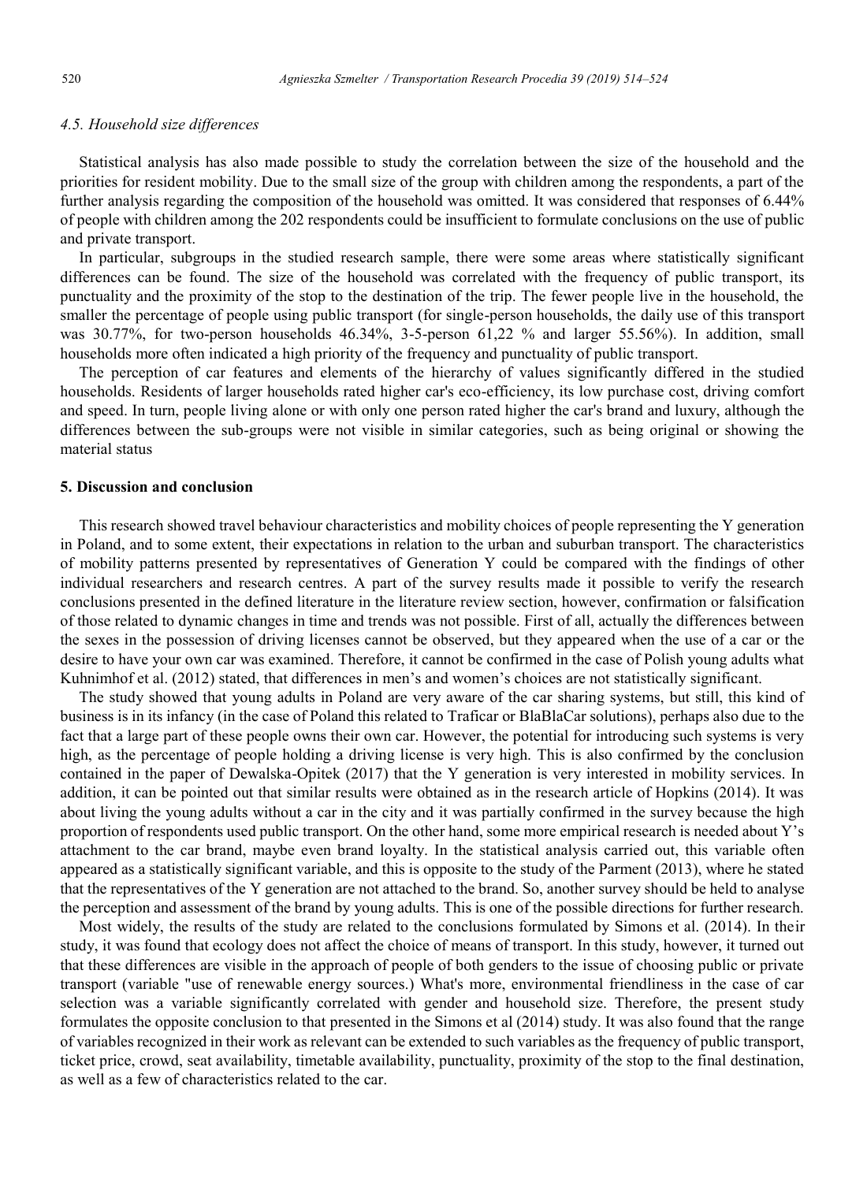### *4.5. Household size differences*

Statistical analysis has also made possible to study the correlation between the size of the household and the priorities for resident mobility. Due to the small size of the group with children among the respondents, a part of the further analysis regarding the composition of the household was omitted. It was considered that responses of 6.44% of people with children among the 202 respondents could be insufficient to formulate conclusions on the use of public and private transport.

In particular, subgroups in the studied research sample, there were some areas where statistically significant differences can be found. The size of the household was correlated with the frequency of public transport, its punctuality and the proximity of the stop to the destination of the trip. The fewer people live in the household, the smaller the percentage of people using public transport (for single-person households, the daily use of this transport was 30.77%, for two-person households 46.34%, 3-5-person 61,22 % and larger 55.56%). In addition, small households more often indicated a high priority of the frequency and punctuality of public transport.

The perception of car features and elements of the hierarchy of values significantly differed in the studied households. Residents of larger households rated higher car's eco-efficiency, its low purchase cost, driving comfort and speed. In turn, people living alone or with only one person rated higher the car's brand and luxury, although the differences between the sub-groups were not visible in similar categories, such as being original or showing the material status

## 5. Discussion and conclusion

This research showed travel behaviour characteristics and mobility choices of people representing the Y generation in Poland, and to some extent, their expectations in relation to the urban and suburban transport. The characteristics of mobility patterns presented by representatives of Generation Y could be compared with the findings of other individual researchers and research centres. A part of the survey results made it possible to verify the research conclusions presented in the defined literature in the literature review section, however, confirmation or falsification of those related to dynamic changes in time and trends was not possible. First of all, actually the differences between the sexes in the possession of driving licenses cannot be observed, but they appeared when the use of a car or the desire to have your own car was examined. Therefore, it cannot be confirmed in the case of Polish young adults what Kuhnimhof et al. (2012) stated, that differences in men's and women's choices are not statistically significant.

The study showed that young adults in Poland are very aware of the car sharing systems, but still, this kind of business is in its infancy (in the case of Poland this related to Traficar or BlaBlaCar solutions), perhaps also due to the fact that a large part of these people owns their own car. However, the potential for introducing such systems is very high, as the percentage of people holding a driving license is very high. This is also confirmed by the conclusion contained in the paper of Dewalska-Opitek (2017) that the Y generation is very interested in mobility services. In addition, it can be pointed out that similar results were obtained as in the research article of Hopkins (2014). It was about living the young adults without a car in the city and it was partially confirmed in the survey because the high proportion of respondents used public transport. On the other hand, some more empirical research is needed about Y's attachment to the car brand, maybe even brand loyalty. In the statistical analysis carried out, this variable often appeared as a statistically significant variable, and this is opposite to the study of the Parment (2013), where he stated that the representatives of the Y generation are not attached to the brand. So, another survey should be held to analyse the perception and assessment of the brand by young adults. This is one of the possible directions for further research.

Most widely, the results of the study are related to the conclusions formulated by Simons et al. (2014). In their study, it was found that ecology does not affect the choice of means of transport. In this study, however, it turned out that these differences are visible in the approach of people of both genders to the issue of choosing public or private transport (variable "use of renewable energy sources.) What's more, environmental friendliness in the case of car selection was a variable significantly correlated with gender and household size. Therefore, the present study formulates the opposite conclusion to that presented in the Simons et al (2014) study. It was also found that the range of variables recognized in their work as relevant can be extended to such variables as the frequency of public transport, ticket price, crowd, seat availability, timetable availability, punctuality, proximity of the stop to the final destination, as well as a few of characteristics related to the car.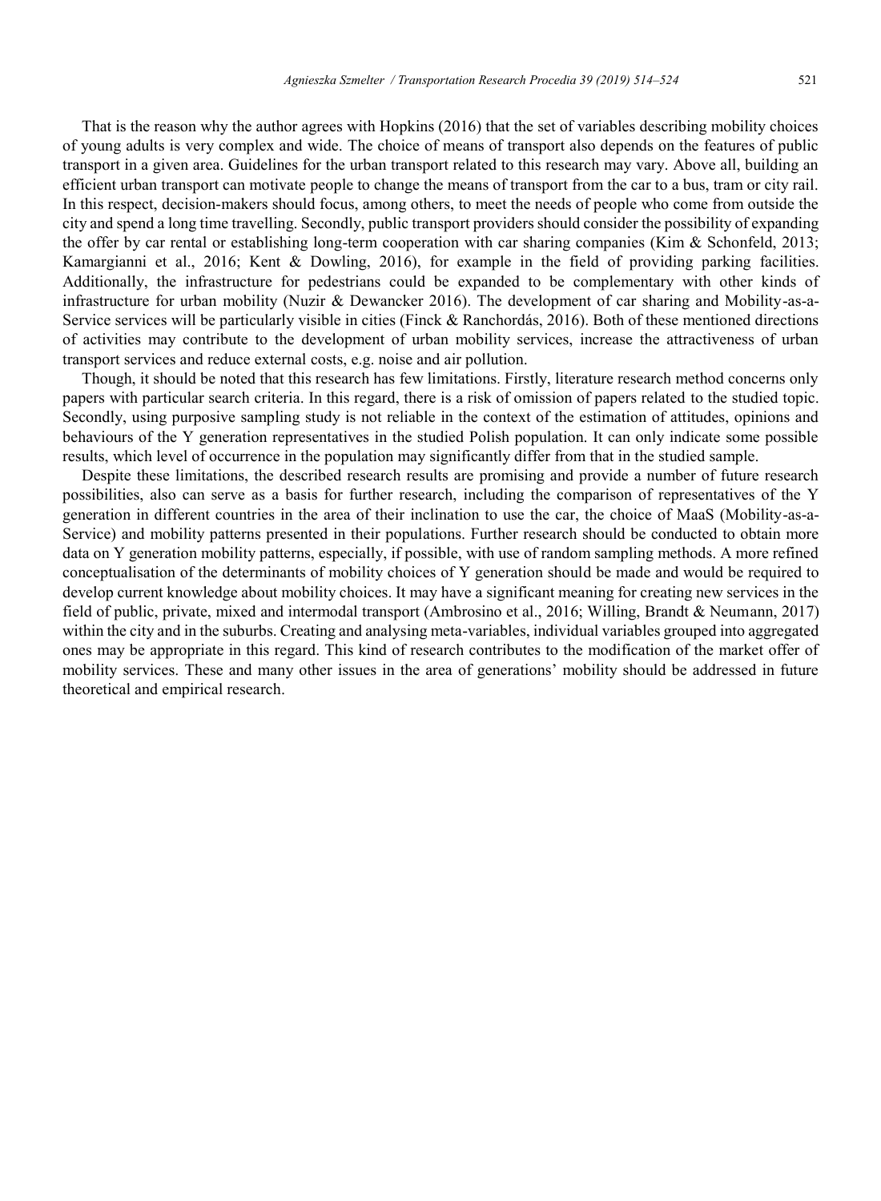That is the reason why the author agrees with Hopkins (2016) that the set of variables describing mobility choices of young adults is very complex and wide. The choice of means of transport also depends on the features of public transport in a given area. Guidelines for the urban transport related to this research may vary. Above all, building an efficient urban transport can motivate people to change the means of transport from the car to a bus, tram or city rail. In this respect, decision-makers should focus, among others, to meet the needs of people who come from outside the city and spend a long time travelling. Secondly, public transport providers should consider the possibility of expanding the offer by car rental or establishing long-term cooperation with car sharing companies (Kim & Schonfeld, 2013; Kamargianni et al., 2016; Kent & Dowling, 2016), for example in the field of providing parking facilities. Additionally, the infrastructure for pedestrians could be expanded to be complementary with other kinds of infrastructure for urban mobility (Nuzir & Dewancker 2016). The development of car sharing and Mobility-as-a-Service services will be particularly visible in cities (Finck & Ranchordás, 2016). Both of these mentioned directions of activities may contribute to the development of urban mobility services, increase the attractiveness of urban transport services and reduce external costs, e.g. noise and air pollution.

Though, it should be noted that this research has few limitations. Firstly, literature research method concerns only papers with particular search criteria. In this regard, there is a risk of omission of papers related to the studied topic. Secondly, using purposive sampling study is not reliable in the context of the estimation of attitudes, opinions and behaviours of the Y generation representatives in the studied Polish population. It can only indicate some possible results, which level of occurrence in the population may significantly differ from that in the studied sample.

Despite these limitations, the described research results are promising and provide a number of future research possibilities, also can serve as a basis for further research, including the comparison of representatives of the Y generation in different countries in the area of their inclination to use the car, the choice of MaaS (Mobility-as-a-Service) and mobility patterns presented in their populations. Further research should be conducted to obtain more data on Y generation mobility patterns, especially, if possible, with use of random sampling methods. A more refined conceptualisation of the determinants of mobility choices of Y generation should be made and would be required to develop current knowledge about mobility choices. It may have a significant meaning for creating new services in the field of public, private, mixed and intermodal transport (Ambrosino et al., 2016; Willing, Brandt & Neumann, 2017) within the city and in the suburbs. Creating and analysing meta-variables, individual variables grouped into aggregated ones may be appropriate in this regard. This kind of research contributes to the modification of the market offer of mobility services. These and many other issues in the area of generations' mobility should be addressed in future theoretical and empirical research.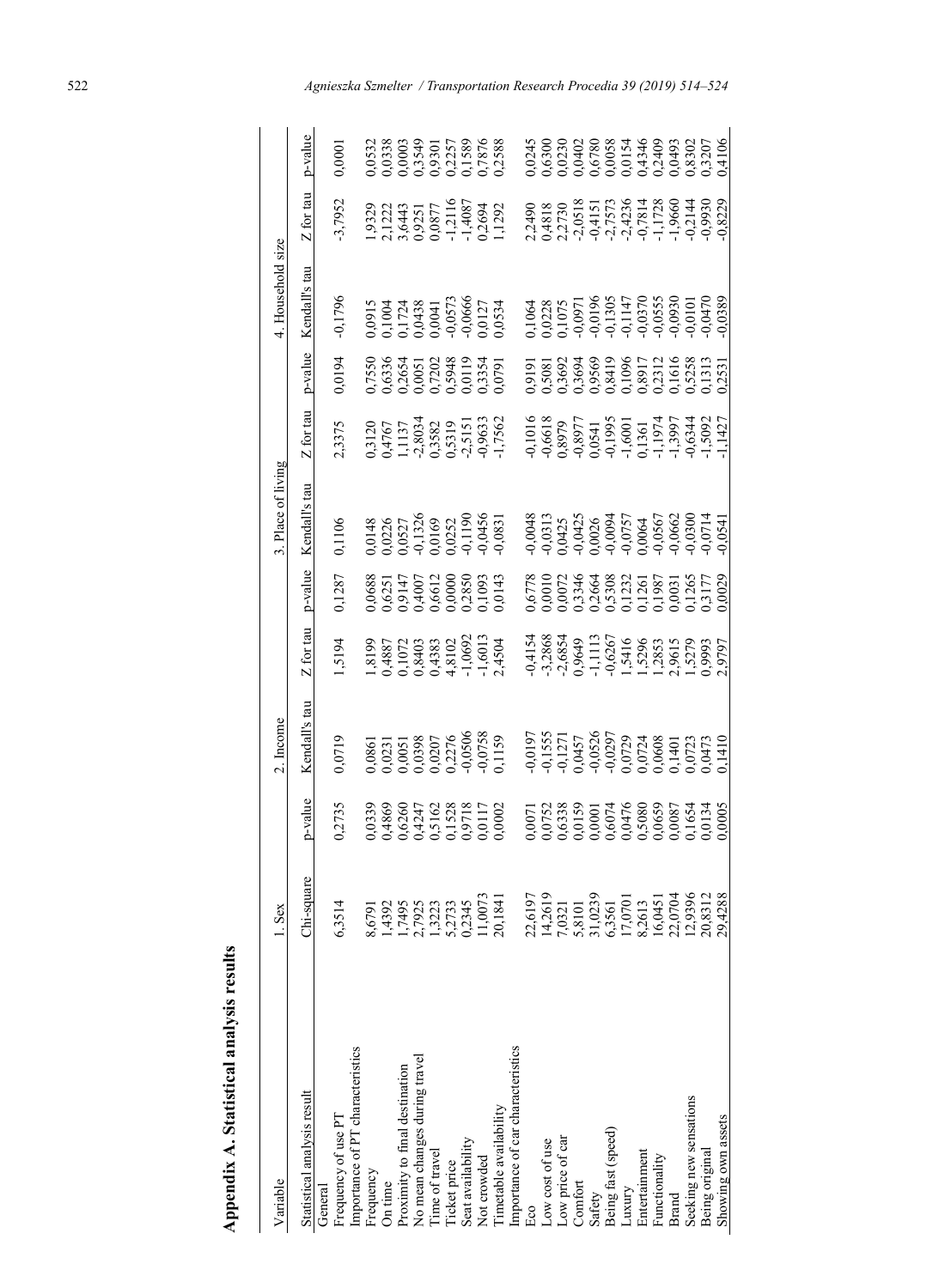## Appendix A. Statistical analysis results

| Variable | 1. Sex | | 2. Income | | | 3. Place of living | | | 4. Household size | | |
|---|---|---|---|---|---|---|---|---|---|---|---|
| Statistical analysis result | Chi-square | p-value | Kendall's tau | Z for tau | p-value | Kendall's tau | Z for tau | p-value | Kendall's tau | Z for tau | p-value |
| General | | | | | | | | | | | |
| Frequency of use PT | 6,3514 | 0,2735 | 0,0719 | 1,5194 | 0,1287 | 0,1106 | 2,3375 | 0,0194 | -0,1796 | -3,7952 | 0,0001 |
| Importance of PT characteristics | | | | | | | | | | | |
| Frequency | 8,6791 | 0,0339 | 0,0861 | 1,8199 | 0,0688 | 0,0148 | 0,3120 | 0,7550 | 0,0915 | 1,9329 | 0,0532 |
| On time | 1,4392 | 0,4869 | 0,0231 | 0,4887 | 0,6251 | 0,0226 | 0,4767 | 0,6336 | 0,1004 | 2,1222 | 0,0338 |
| Proximity to final destination | 1,7495 | 0,6260 | 0,0051 | 0,1072 | 0,9147 | 0,0527 | 1,1137 | 0,2654 | 0,1724 | 3,6443 | 0,0003 |
| No mean changes during travel | 2,7925 | 0,4247 | 0,0398 | 0,8403 | 0,4007 | -0,1326 | -2,8034 | 0,0051 | 0,0438 | 0,9251 | 0,3549 |
| Time of travel | 1,3223 | 0,5162 | 0,0207 | 0,4383 | 0,6612 | 0,0169 | 0,3582 | 0,7202 | 0,0041 | 0,0877 | 0,9301 |
| Ticket price | 5,2733 | 0,1528 | 0,2276 | 4,8102 | 0,0000 | 0,0252 | 0,5319 | 0,5948 | -0,0573 | -1,2116 | 0,2257 |
| Seat availability | 0,2345 | 0,9718 | -0,0506 | -1,0692 | 0,2850 | -0,1190 | -2,5151 | 0,0119 | -0,0666 | -1,4087 | 0,1589 |
| Not crowded | 11,0073 | 0,0117 | -0,0758 | -1,6013 | 0,1093 | -0,0456 | -0,9633 | 0,3354 | 0,0127 | 0,2694 | 0,7876 |
| Timetable availability | 20,1841 | 0,0002 | 0,1159 | 2,4504 | 0,0143 | -0,0831 | -1,7562 | 0,0791 | 0,0534 | 1,1292 | 0,2588 |
| Importance of car characteristics | | | | | | | | | | | |
| Eco | 22,6197 | 0,0071 | -0,0197 | -0,4154 | 0,6778 | -0,0048 | -0,1016 | 0,9191 | 0,1064 | 2,2490 | 0,0245 |
| Low cost of use | 14,2619 | 0,0752 | -0,1555 | -3,2868 | 0,0010 | -0,0313 | -0,6618 | 0,5081 | 0,0228 | 0,4818 | 0,6300 |
| Low price of car | 7,0321 | 0,6338 | -0,1271 | -2,6854 | 0,0072 | 0,0425 | 0,8979 | 0,3692 | 0,1075 | 2,2730 | 0,0230 |
| Comfort | 5,8101 | 0,0159 | 0,0457 | 0,9649 | 0,3346 | -0,0425 | -0,8977 | 0,3694 | -0,0971 | -2,0518 | 0,0402 |
| Safety | 31,0239 | 0,0001 | -0,0526 | -1,1113 | 0,2664 | 0,0026 | 0,0541 | 0,9569 | -0,0196 | -0,4151 | 0,6780 |
| Being fast (speed) | 6,3561 | 0,6074 | -0,0297 | -0,6267 | 0,5308 | -0,0094 | -0,1995 | 0,8419 | -0,1305 | -2,7573 | 0,0058 |
| Luxury | 17,0701 | 0,0476 | 0,0729 | 1,5416 | 0,1232 | -0,0757 | -1,6001 | 0,1096 | -0,1147 | -2,4236 | 0,0154 |
| Entertainment | 8,2613 | 0,5080 | 0,0724 | 1,5296 | 0,1261 | 0,0064 | 0,1361 | 0,8917 | -0,0370 | -0,7814 | 0,4346 |
| Functionality | 16,0451 | 0,0659 | 0,0608 | 1,2853 | 0,1987 | -0,0567 | -1,1974 | 0,2312 | -0,0555 | -1,1728 | 0,2409 |
| Brand | 22,0704 | 0,0087 | 0,1401 | 2,9615 | 0,0031 | -0,0662 | -1,3997 | 0,1616 | -0,0930 | -1,9660 | 0,0493 |
| Seeking new sensations | 12,9396 | 0,1654 | 0,0723 | 1,5279 | 0,1265 | -0,0300 | -0,6344 | 0,5258 | -0,0101 | -0,2144 | 0,8302 |
| Being original | 20,8312 | 0,0134 | 0,0473 | 0,9993 | 0,3177 | -0,0714 | -1,5092 | 0,1313 | -0,0470 | -0,9930 | 0,3207 |
| Showing own assets | 29,4288 | 0,0005 | 0,1410 | 2,9797 | 0,0029 | -0,0541 | -1,1427 | 0,2531 | -0,0389 | -0,8229 | 0,4106 |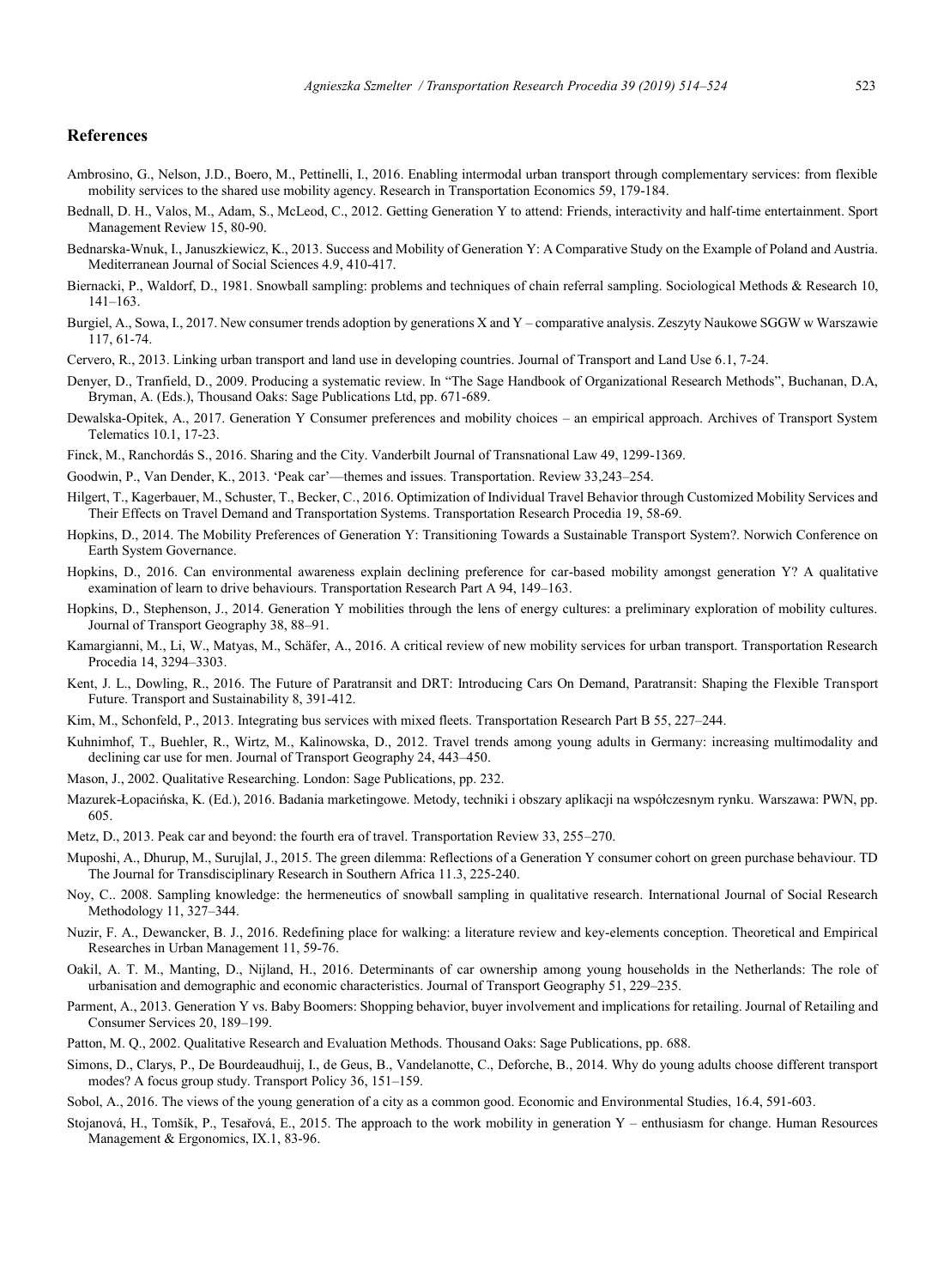## References

Ambrosino, G., Nelson, J.D., Boero, M., Pettinelli, I., 2016. Enabling intermodal urban transport through complementary services: from flexible mobility services to the shared use mobility agency. Research in Transportation Economics 59, 179-184.

Bednall, D. H., Valos, M., Adam, S., McLeod, C., 2012. Getting Generation Y to attend: Friends, interactivity and half-time entertainment. Sport Management Review 15, 80-90.

Bednarska-Wnuk, I., Januszkiewicz, K., 2013. Success and Mobility of Generation Y: A Comparative Study on the Example of Poland and Austria. Mediterranean Journal of Social Sciences 4.9, 410-417.

Biernacki, P., Waldorf, D., 1981. Snowball sampling: problems and techniques of chain referral sampling. Sociological Methods & Research 10, 141–163.

Burgiel, A., Sowa, I., 2017. New consumer trends adoption by generations X and Y – comparative analysis. Zeszyty Naukowe SGGW w Warszawie 117, 61-74.

Cervero, R., 2013. Linking urban transport and land use in developing countries. Journal of Transport and Land Use 6.1, 7-24.

Denyer, D., Tranfield, D., 2009. Producing a systematic review. In "The Sage Handbook of Organizational Research Methods", Buchanan, D.A, Bryman, A. (Eds.), Thousand Oaks: Sage Publications Ltd, pp. 671-689.

Dewalska-Opitek, A., 2017. Generation Y Consumer preferences and mobility choices – an empirical approach. Archives of Transport System Telematics 10.1, 17-23.

Finck, M., Ranchordás S., 2016. Sharing and the City. Vanderbilt Journal of Transnational Law 49, 1299-1369.

Goodwin, P., Van Dender, K., 2013. 'Peak car'—themes and issues. Transportation. Review 33,243–254.

Hilgert, T., Kagerbauer, M., Schuster, T., Becker, C., 2016. Optimization of Individual Travel Behavior through Customized Mobility Services and Their Effects on Travel Demand and Transportation Systems. Transportation Research Procedia 19, 58-69.

Hopkins, D., 2014. The Mobility Preferences of Generation Y: Transitioning Towards a Sustainable Transport System?. Norwich Conference on Earth System Governance.

Hopkins, D., 2016. Can environmental awareness explain declining preference for car-based mobility amongst generation Y? A qualitative examination of learn to drive behaviours. Transportation Research Part A 94, 149–163.

Hopkins, D., Stephenson, J., 2014. Generation Y mobilities through the lens of energy cultures: a preliminary exploration of mobility cultures. Journal of Transport Geography 38, 88–91.

Kamargianni, M., Li, W., Matyas, M., Schäfer, A., 2016. A critical review of new mobility services for urban transport. Transportation Research Procedia 14, 3294–3303.

Kent, J. L., Dowling, R., 2016. The Future of Paratransit and DRT: Introducing Cars On Demand, Paratransit: Shaping the Flexible Transport Future. Transport and Sustainability 8, 391-412.

Kim, M., Schonfeld, P., 2013. Integrating bus services with mixed fleets. Transportation Research Part B 55, 227–244.

Kuhnimhof, T., Buehler, R., Wirtz, M., Kalinowska, D., 2012. Travel trends among young adults in Germany: increasing multimodality and declining car use for men. Journal of Transport Geography 24, 443–450.

Mason, J., 2002. Qualitative Researching. London: Sage Publications, pp. 232.

Mazurek-Łopacińska, K. (Ed.), 2016. Badania marketingowe. Metody, techniki i obszary aplikacji na współczesnym rynku. Warszawa: PWN, pp. 605.

Metz, D., 2013. Peak car and beyond: the fourth era of travel. Transportation Review 33, 255–270.

Muposhi, A., Dhurup, M., Surujlal, J., 2015. The green dilemma: Reflections of a Generation Y consumer cohort on green purchase behaviour. TD The Journal for Transdisciplinary Research in Southern Africa 11.3, 225-240.

Noy, C.. 2008. Sampling knowledge: the hermeneutics of snowball sampling in qualitative research. International Journal of Social Research Methodology 11, 327–344.

Nuzir, F. A., Dewancker, B. J., 2016. Redefining place for walking: a literature review and key-elements conception. Theoretical and Empirical Researches in Urban Management 11, 59-76.

Oakil, A. T. M., Manting, D., Nijland, H., 2016. Determinants of car ownership among young households in the Netherlands: The role of urbanisation and demographic and economic characteristics. Journal of Transport Geography 51, 229–235.

Parment, A., 2013. Generation Y vs. Baby Boomers: Shopping behavior, buyer involvement and implications for retailing. Journal of Retailing and Consumer Services 20, 189–199.

Patton, M. Q., 2002. Qualitative Research and Evaluation Methods. Thousand Oaks: Sage Publications, pp. 688.

Simons, D., Clarys, P., De Bourdeaudhuij, I., de Geus, B., Vandelanotte, C., Deforche, B., 2014. Why do young adults choose different transport modes? A focus group study. Transport Policy 36, 151–159.

Sobol, A., 2016. The views of the young generation of a city as a common good. Economic and Environmental Studies, 16.4, 591-603.

Stojanová, H., Tomšík, P., Tesařová, E., 2015. The approach to the work mobility in generation Y – enthusiasm for change. Human Resources Management & Ergonomics, IX.1, 83-96.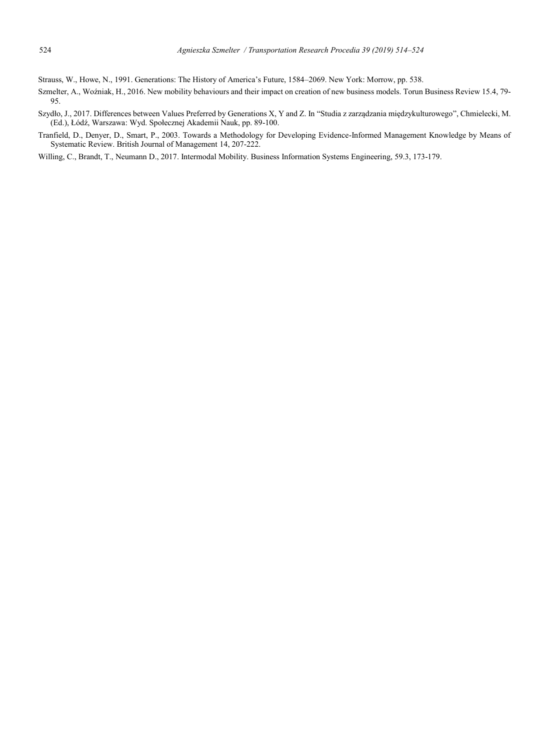Strauss, W., Howe, N., 1991. Generations: The History of America's Future, 1584–2069. New York: Morrow, pp. 538.

Szmelter, A., Woźniak, H., 2016. New mobility behaviours and their impact on creation of new business models. Torun Business Review 15.4, 79-95.

Szydło, J., 2017. Differences between Values Preferred by Generations X, Y and Z. In "Studia z zarządzania międzykulturowego", Chmielecki, M. (Ed.), Łódź, Warszawa: Wyd. Społecznej Akademii Nauk, pp. 89-100.

Tranfield, D., Denyer, D., Smart, P., 2003. Towards a Methodology for Developing Evidence-Informed Management Knowledge by Means of Systematic Review. British Journal of Management 14, 207-222.

Willing, C., Brandt, T., Neumann D., 2017. Intermodal Mobility. Business Information Systems Engineering, 59.3, 173-179.